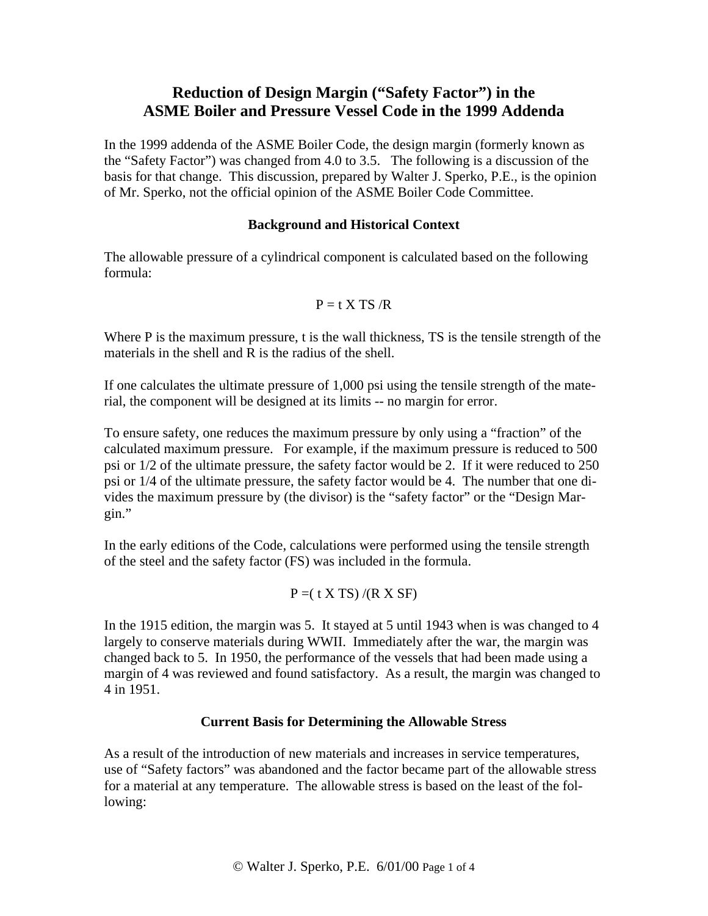# Reduction of Design Margin ("Safety Factor") in the ASME Boiler and Pressure Vessel Code in the 1999 Addenda

In the 1999 addenda of the ASME Boiler Code, the design margin (formerly known as the "Safety Factor") was changed from 4.0 to 3.5. The following is a discussion of the basis for that change. This discussion, prepared by Walter J. Sperko, P.E., is the opinion of Mr. Sperko, not the official opinion of the ASME Boiler Code Committee.

## Background and Historical Context

The allowable pressure of a cylindrical component is calculated based on the following formula:

$$P = t \times TS / R$$

Where P is the maximum pressure, t is the wall thickness, TS is the tensile strength of the materials in the shell and R is the radius of the shell.

If one calculates the ultimate pressure of 1,000 psi using the tensile strength of the material, the component will be designed at its limits -- no margin for error.

To ensure safety, one reduces the maximum pressure by only using a "fraction" of the calculated maximum pressure. For example, if the maximum pressure is reduced to 500 psi or 1/2 of the ultimate pressure, the safety factor would be 2. If it were reduced to 250 psi or 1/4 of the ultimate pressure, the safety factor would be 4. The number that one divides the maximum pressure by (the divisor) is the "safety factor" or the "Design Margin."

In the early editions of the Code, calculations were performed using the tensile strength of the steel and the safety factor (FS) was included in the formula.

$$P = (t \times TS) / (R \times SF)$$

In the 1915 edition, the margin was 5. It stayed at 5 until 1943 when is was changed to 4 largely to conserve materials during WWII. Immediately after the war, the margin was changed back to 5. In 1950, the performance of the vessels that had been made using a margin of 4 was reviewed and found satisfactory. As a result, the margin was changed to 4 in 1951.

## Current Basis for Determining the Allowable Stress

As a result of the introduction of new materials and increases in service temperatures, use of "Safety factors" was abandoned and the factor became part of the allowable stress for a material at any temperature. The allowable stress is based on the least of the following: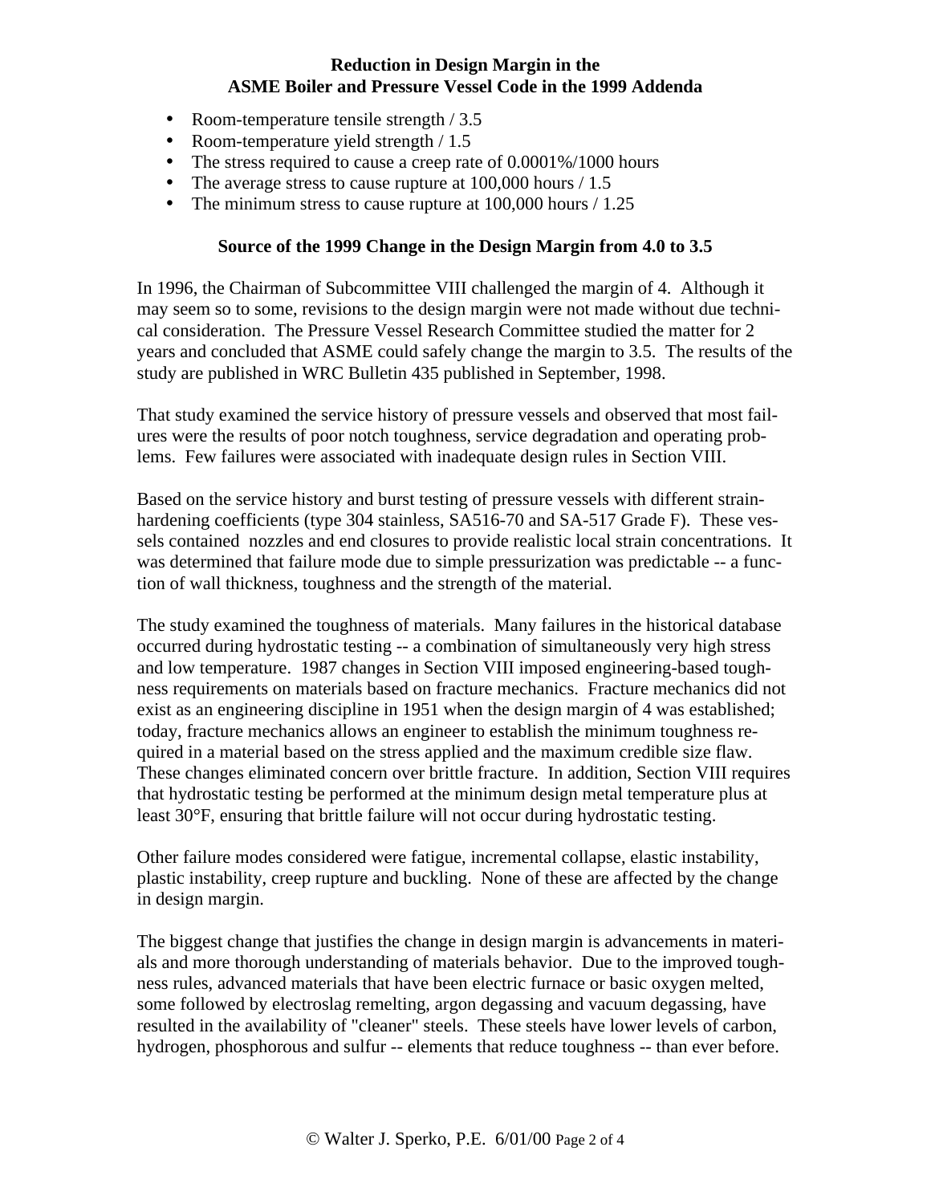**Reduction in Design Margin in the ASME Boiler and Pressure Vessel Code in the 1999 Addenda**

- Room-temperature tensile strength / 3.5
- Room-temperature yield strength / 1.5
- The stress required to cause a creep rate of 0.0001%/1000 hours
- The average stress to cause rupture at 100,000 hours / 1.5
- The minimum stress to cause rupture at 100,000 hours / 1.25

**Source of the 1999 Change in the Design Margin from 4.0 to 3.5**

In 1996, the Chairman of Subcommittee VIII challenged the margin of 4. Although it may seem so to some, revisions to the design margin were not made without due technical consideration. The Pressure Vessel Research Committee studied the matter for 2 years and concluded that ASME could safely change the margin to 3.5. The results of the study are published in WRC Bulletin 435 published in September, 1998.

That study examined the service history of pressure vessels and observed that most failures were the results of poor notch toughness, service degradation and operating problems. Few failures were associated with inadequate design rules in Section VIII.

Based on the service history and burst testing of pressure vessels with different strain-hardening coefficients (type 304 stainless, SA516-70 and SA-517 Grade F). These vessels contained nozzles and end closures to provide realistic local strain concentrations. It was determined that failure mode due to simple pressurization was predictable -- a function of wall thickness, toughness and the strength of the material.

The study examined the toughness of materials. Many failures in the historical database occurred during hydrostatic testing -- a combination of simultaneously very high stress and low temperature. 1987 changes in Section VIII imposed engineering-based toughness requirements on materials based on fracture mechanics. Fracture mechanics did not exist as an engineering discipline in 1951 when the design margin of 4 was established; today, fracture mechanics allows an engineer to establish the minimum toughness required in a material based on the stress applied and the maximum credible size flaw. These changes eliminated concern over brittle fracture. In addition, Section VIII requires that hydrostatic testing be performed at the minimum design metal temperature plus at least 30°F, ensuring that brittle failure will not occur during hydrostatic testing.

Other failure modes considered were fatigue, incremental collapse, elastic instability, plastic instability, creep rupture and buckling. None of these are affected by the change in design margin.

The biggest change that justifies the change in design margin is advancements in materials and more thorough understanding of materials behavior. Due to the improved toughness rules, advanced materials that have been electric furnace or basic oxygen melted, some followed by electroslag remelting, argon degassing and vacuum degassing, have resulted in the availability of "cleaner" steels. These steels have lower levels of carbon, hydrogen, phosphorous and sulfur -- elements that reduce toughness -- than ever before.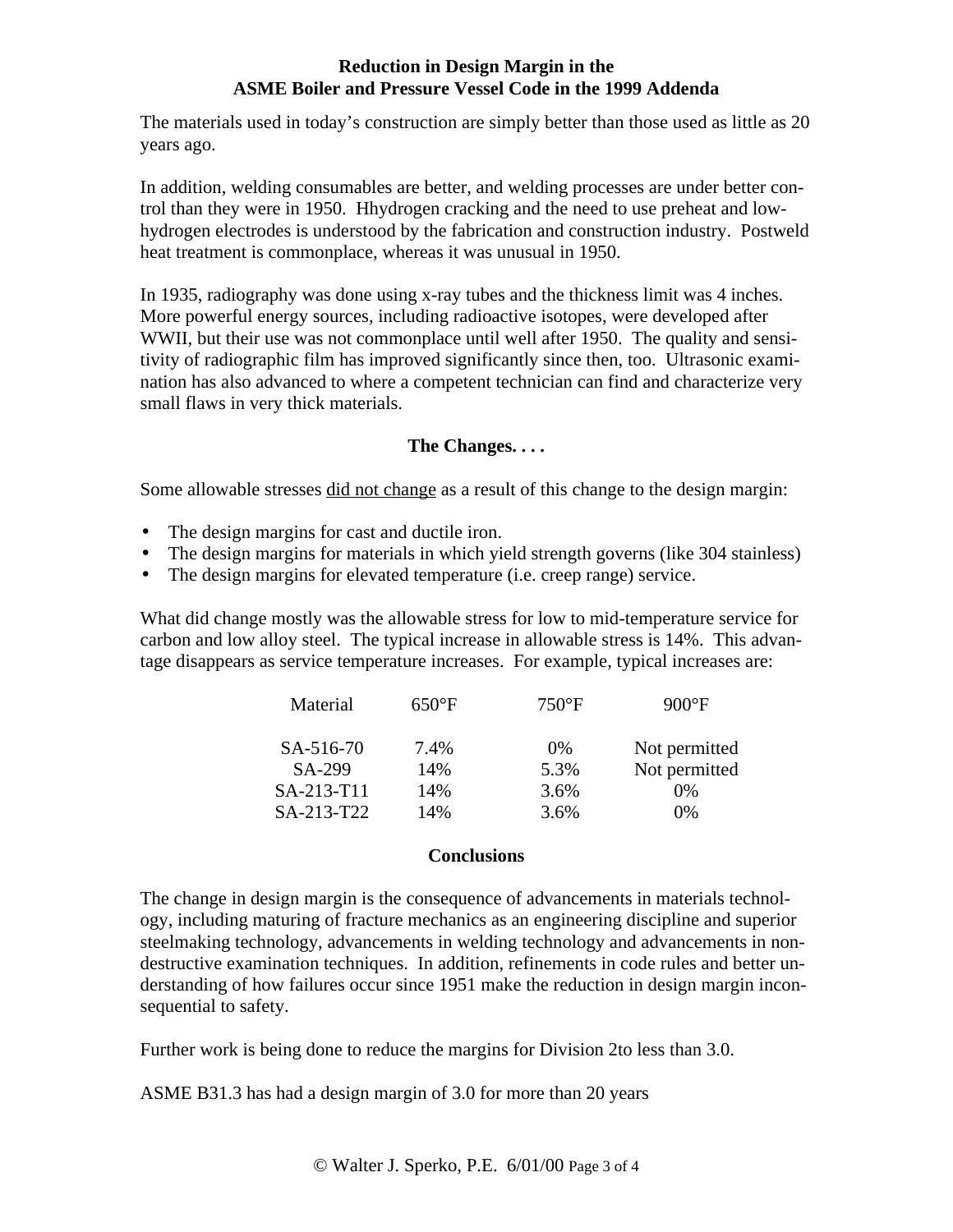**Reduction in Design Margin in the ASME Boiler and Pressure Vessel Code in the 1999 Addenda**

The materials used in today's construction are simply better than those used as little as 20 years ago.

In addition, welding consumables are better, and welding processes are under better control than they were in 1950. Hhydrogen cracking and the need to use preheat and low-hydrogen electrodes is understood by the fabrication and construction industry. Postweld heat treatment is commonplace, whereas it was unusual in 1950.

In 1935, radiography was done using x-ray tubes and the thickness limit was 4 inches. More powerful energy sources, including radioactive isotopes, were developed after WWII, but their use was not commonplace until well after 1950. The quality and sensitivity of radiographic film has improved significantly since then, too. Ultrasonic examination has also advanced to where a competent technician can find and characterize very small flaws in very thick materials.

## The Changes. . . .

Some allowable stresses <u>did not change</u> as a result of this change to the design margin:

- The design margins for cast and ductile iron.
- The design margins for materials in which yield strength governs (like 304 stainless)
- The design margins for elevated temperature (i.e. creep range) service.

What did change mostly was the allowable stress for low to mid-temperature service for carbon and low alloy steel. The typical increase in allowable stress is 14%. This advantage disappears as service temperature increases. For example, typical increases are:

| Material | 650°F | 750°F | 900°F |
|---|---|---|---|
| SA-516-70 | 7.4% | 0% | Not permitted |
| SA-299 | 14% | 5.3% | Not permitted |
| SA-213-T11 | 14% | 3.6% | 0% |
| SA-213-T22 | 14% | 3.6% | 0% |

## Conclusions

The change in design margin is the consequence of advancements in materials technology, including maturing of fracture mechanics as an engineering discipline and superior steelmaking technology, advancements in welding technology and advancements in non-destructive examination techniques. In addition, refinements in code rules and better understanding of how failures occur since 1951 make the reduction in design margin inconsequential to safety.

Further work is being done to reduce the margins for Division 2to less than 3.0.

ASME B31.3 has had a design margin of 3.0 for more than 20 years

© Walter J. Sperko, P.E. 6/01/00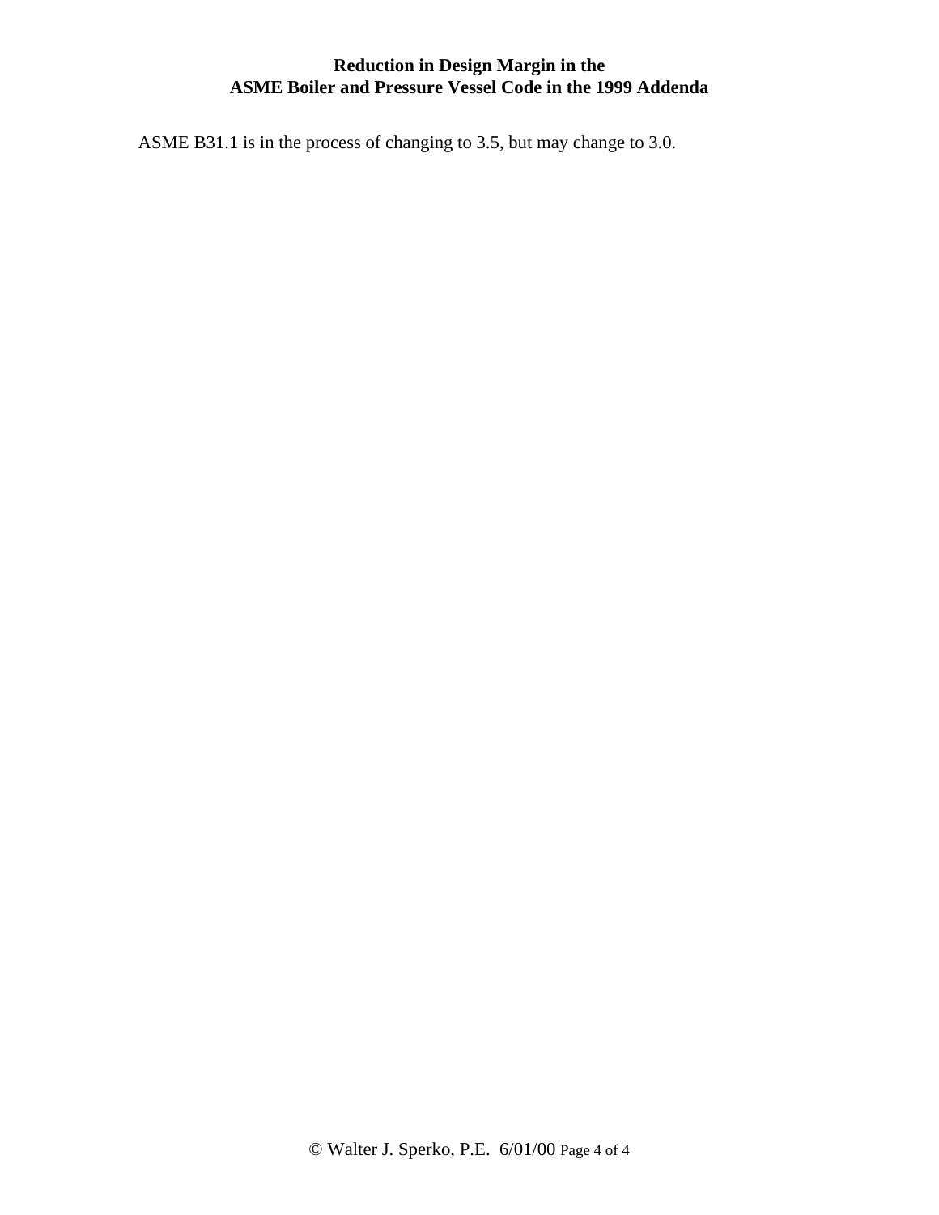ASME B31.1 is in the process of changing to 3.5, but may change to 3.0.